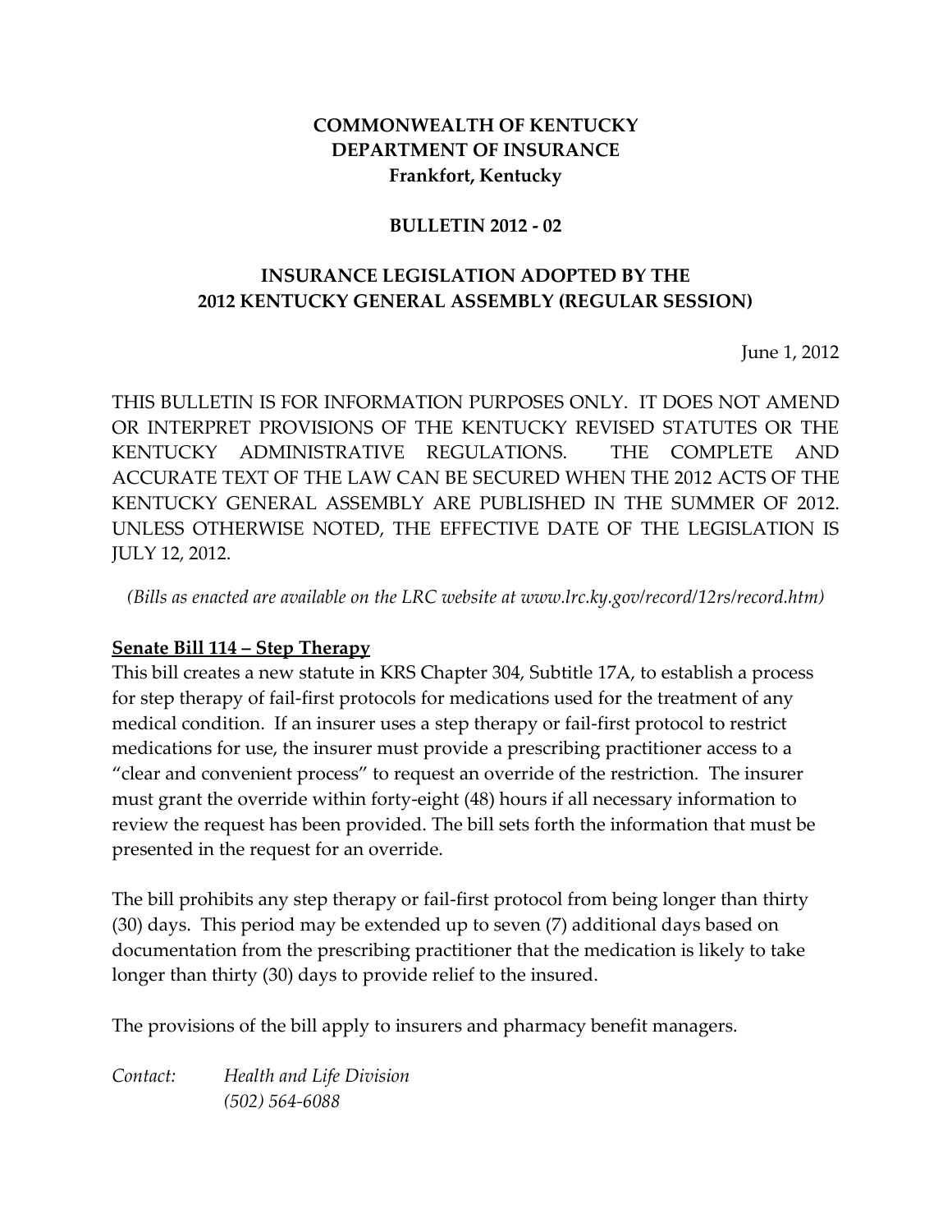**COMMONWEALTH OF KENTUCKY**
**DEPARTMENT OF INSURANCE**
**Frankfort, Kentucky**

**BULLETIN 2012 - 02**

# INSURANCE LEGISLATION ADOPTED BY THE 2012 KENTUCKY GENERAL ASSEMBLY (REGULAR SESSION)

June 1, 2012

THIS BULLETIN IS FOR INFORMATION PURPOSES ONLY. IT DOES NOT AMEND OR INTERPRET PROVISIONS OF THE KENTUCKY REVISED STATUTES OR THE KENTUCKY ADMINISTRATIVE REGULATIONS. THE COMPLETE AND ACCURATE TEXT OF THE LAW CAN BE SECURED WHEN THE 2012 ACTS OF THE KENTUCKY GENERAL ASSEMBLY ARE PUBLISHED IN THE SUMMER OF 2012. UNLESS OTHERWISE NOTED, THE EFFECTIVE DATE OF THE LEGISLATION IS JULY 12, 2012.

*(Bills as enacted are available on the LRC website at www.lrc.ky.gov/record/12rs/record.htm)*

## Senate Bill 114 – Step Therapy

This bill creates a new statute in KRS Chapter 304, Subtitle 17A, to establish a process for step therapy of fail-first protocols for medications used for the treatment of any medical condition. If an insurer uses a step therapy or fail-first protocol to restrict medications for use, the insurer must provide a prescribing practitioner access to a "clear and convenient process" to request an override of the restriction. The insurer must grant the override within forty-eight (48) hours if all necessary information to review the request has been provided. The bill sets forth the information that must be presented in the request for an override.

The bill prohibits any step therapy or fail-first protocol from being longer than thirty (30) days. This period may be extended up to seven (7) additional days based on documentation from the prescribing practitioner that the medication is likely to take longer than thirty (30) days to provide relief to the insured.

The provisions of the bill apply to insurers and pharmacy benefit managers.

*Contact:* *Health and Life Division*
*(502) 564-6088*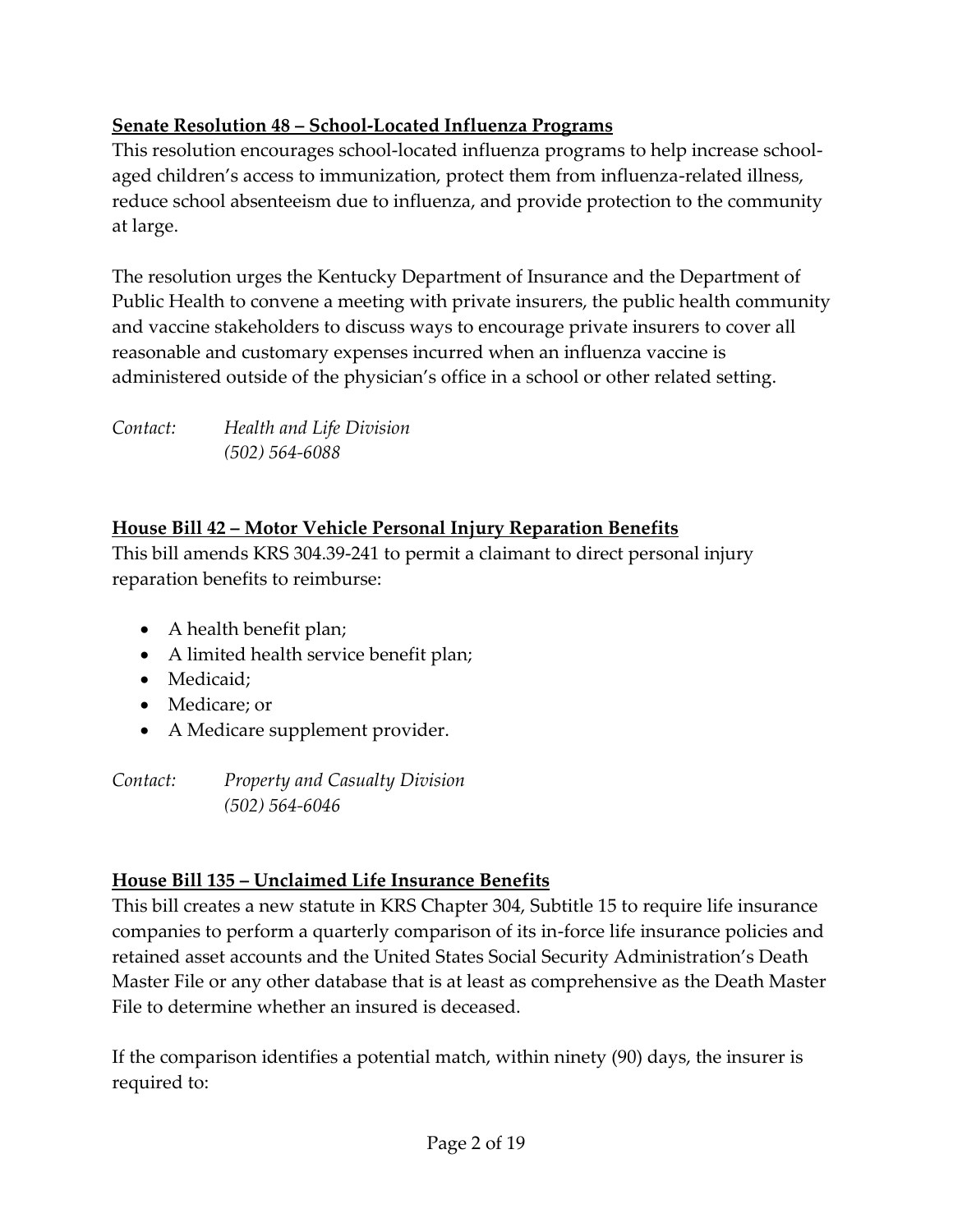**Senate Resolution 48 – School-Located Influenza Programs**

This resolution encourages school-located influenza programs to help increase school-aged children's access to immunization, protect them from influenza-related illness, reduce school absenteeism due to influenza, and provide protection to the community at large.

The resolution urges the Kentucky Department of Insurance and the Department of Public Health to convene a meeting with private insurers, the public health community and vaccine stakeholders to discuss ways to encourage private insurers to cover all reasonable and customary expenses incurred when an influenza vaccine is administered outside of the physician's office in a school or other related setting.

*Contact:* *Health and Life Division*
*(502) 564-6088*

**House Bill 42 – Motor Vehicle Personal Injury Reparation Benefits**

This bill amends KRS 304.39-241 to permit a claimant to direct personal injury reparation benefits to reimburse:

- A health benefit plan;
- A limited health service benefit plan;
- Medicaid;
- Medicare; or
- A Medicare supplement provider.

*Contact:* *Property and Casualty Division*
*(502) 564-6046*

**House Bill 135 – Unclaimed Life Insurance Benefits**

This bill creates a new statute in KRS Chapter 304, Subtitle 15 to require life insurance companies to perform a quarterly comparison of its in-force life insurance policies and retained asset accounts and the United States Social Security Administration's Death Master File or any other database that is at least as comprehensive as the Death Master File to determine whether an insured is deceased.

If the comparison identifies a potential match, within ninety (90) days, the insurer is required to: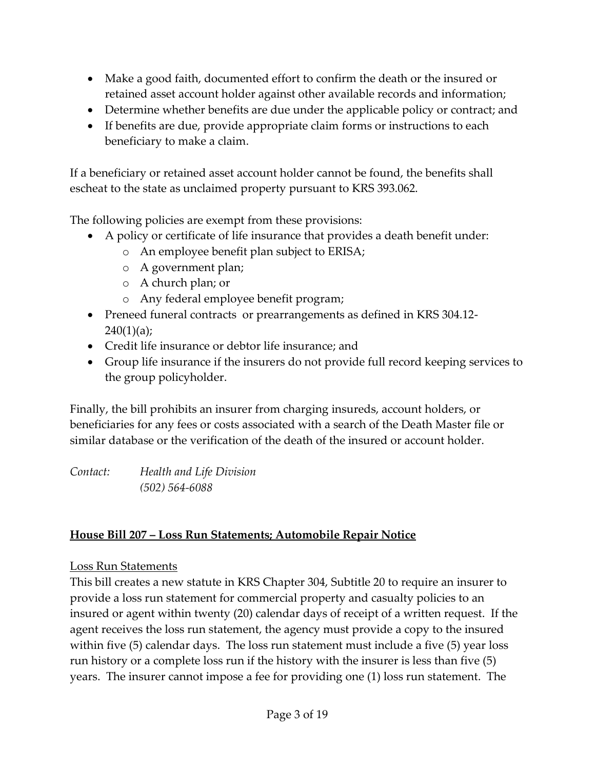- Make a good faith, documented effort to confirm the death or the insured or retained asset account holder against other available records and information;
- Determine whether benefits are due under the applicable policy or contract; and
- If benefits are due, provide appropriate claim forms or instructions to each beneficiary to make a claim.

If a beneficiary or retained asset account holder cannot be found, the benefits shall escheat to the state as unclaimed property pursuant to KRS 393.062.

The following policies are exempt from these provisions:

- A policy or certificate of life insurance that provides a death benefit under:
    - An employee benefit plan subject to ERISA;
    - A government plan;
    - A church plan; or
    - Any federal employee benefit program;
- Preneed funeral contracts or prearrangements as defined in KRS 304.12-240(1)(a);
- Credit life insurance or debtor life insurance; and
- Group life insurance if the insurers do not provide full record keeping services to the group policyholder.

Finally, the bill prohibits an insurer from charging insureds, account holders, or beneficiaries for any fees or costs associated with a search of the Death Master file or similar database or the verification of the death of the insured or account holder.

*Contact: Health and Life Division*
*(502) 564-6088*

## **House Bill 207 – Loss Run Statements; Automobile Repair Notice**

Loss Run Statements

This bill creates a new statute in KRS Chapter 304, Subtitle 20 to require an insurer to provide a loss run statement for commercial property and casualty policies to an insured or agent within twenty (20) calendar days of receipt of a written request. If the agent receives the loss run statement, the agency must provide a copy to the insured within five (5) calendar days. The loss run statement must include a five (5) year loss run history or a complete loss run if the history with the insurer is less than five (5) years. The insurer cannot impose a fee for providing one (1) loss run statement. The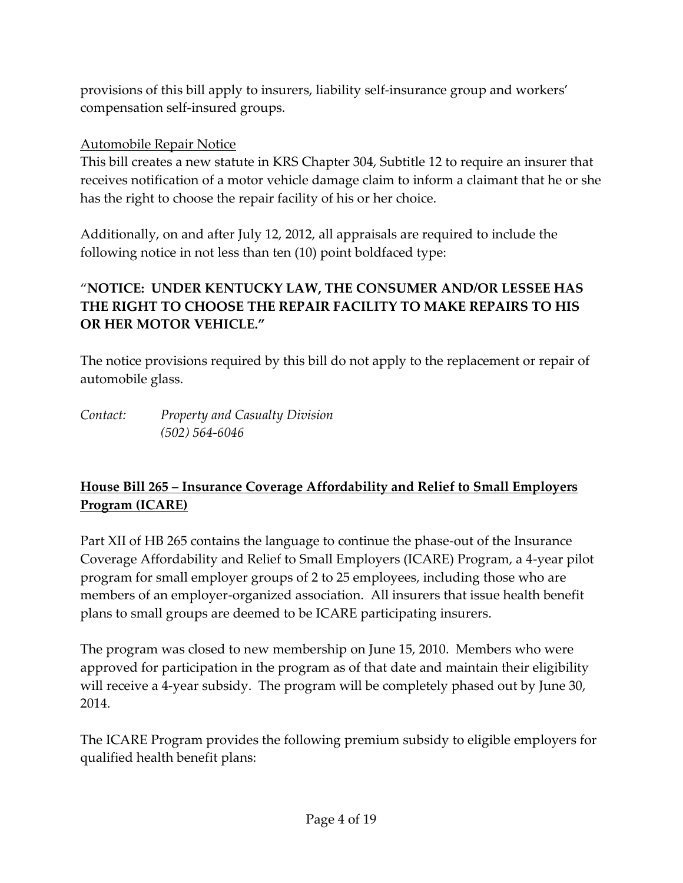provisions of this bill apply to insurers, liability self-insurance group and workers' compensation self-insured groups.

Automobile Repair Notice

This bill creates a new statute in KRS Chapter 304, Subtitle 12 to require an insurer that receives notification of a motor vehicle damage claim to inform a claimant that he or she has the right to choose the repair facility of his or her choice.

Additionally, on and after July 12, 2012, all appraisals are required to include the following notice in not less than ten (10) point boldfaced type:

"**NOTICE: UNDER KENTUCKY LAW, THE CONSUMER AND/OR LESSEE HAS THE RIGHT TO CHOOSE THE REPAIR FACILITY TO MAKE REPAIRS TO HIS OR HER MOTOR VEHICLE."**

The notice provisions required by this bill do not apply to the replacement or repair of automobile glass.

*Contact: Property and Casualty Division*
*(502) 564-6046*

## House Bill 265 – Insurance Coverage Affordability and Relief to Small Employers Program (ICARE)

Part XII of HB 265 contains the language to continue the phase-out of the Insurance Coverage Affordability and Relief to Small Employers (ICARE) Program, a 4-year pilot program for small employer groups of 2 to 25 employees, including those who are members of an employer-organized association. All insurers that issue health benefit plans to small groups are deemed to be ICARE participating insurers.

The program was closed to new membership on June 15, 2010. Members who were approved for participation in the program as of that date and maintain their eligibility will receive a 4-year subsidy. The program will be completely phased out by June 30, 2014.

The ICARE Program provides the following premium subsidy to eligible employers for qualified health benefit plans: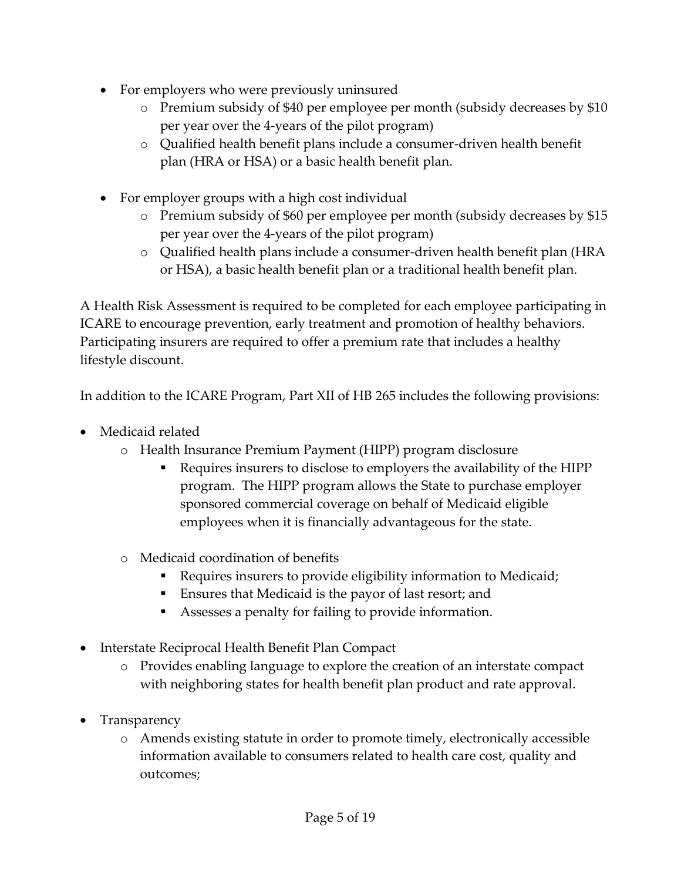- For employers who were previously uninsured
  - Premium subsidy of $40 per employee per month (subsidy decreases by $10 per year over the 4-years of the pilot program)
  - Qualified health benefit plans include a consumer-driven health benefit plan (HRA or HSA) or a basic health benefit plan.

- For employer groups with a high cost individual
  - Premium subsidy of $60 per employee per month (subsidy decreases by $15 per year over the 4-years of the pilot program)
  - Qualified health plans include a consumer-driven health benefit plan (HRA or HSA), a basic health benefit plan or a traditional health benefit plan.

A Health Risk Assessment is required to be completed for each employee participating in ICARE to encourage prevention, early treatment and promotion of healthy behaviors. Participating insurers are required to offer a premium rate that includes a healthy lifestyle discount.

In addition to the ICARE Program, Part XII of HB 265 includes the following provisions:

- Medicaid related
  - Health Insurance Premium Payment (HIPP) program disclosure
    - Requires insurers to disclose to employers the availability of the HIPP program. The HIPP program allows the State to purchase employer sponsored commercial coverage on behalf of Medicaid eligible employees when it is financially advantageous for the state.
  - Medicaid coordination of benefits
    - Requires insurers to provide eligibility information to Medicaid;
    - Ensures that Medicaid is the payor of last resort; and
    - Assesses a penalty for failing to provide information.

- Interstate Reciprocal Health Benefit Plan Compact
  - Provides enabling language to explore the creation of an interstate compact with neighboring states for health benefit plan product and rate approval.

- Transparency
  - Amends existing statute in order to promote timely, electronically accessible information available to consumers related to health care cost, quality and outcomes;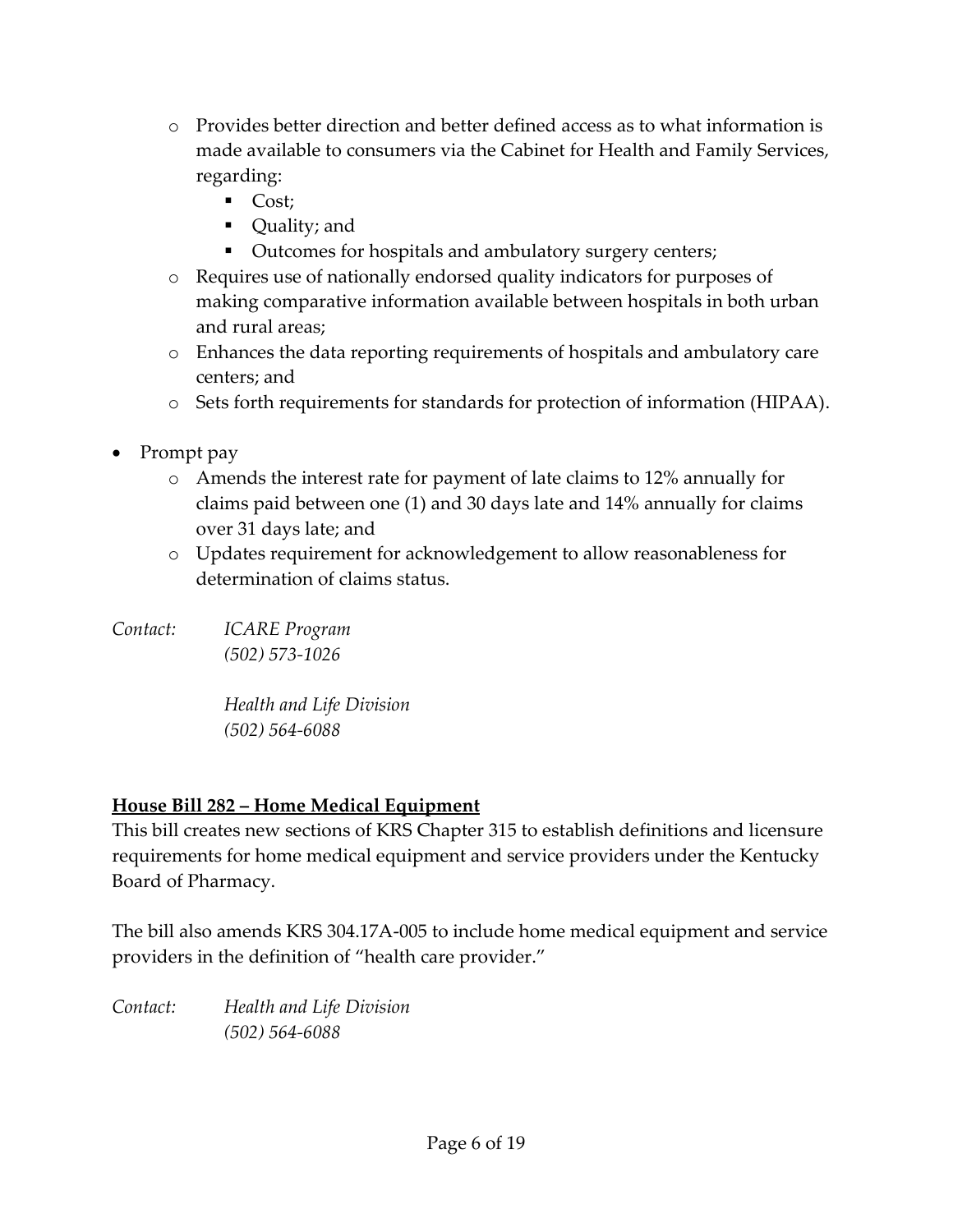- Provides better direction and better defined access as to what information is made available to consumers via the Cabinet for Health and Family Services, regarding:
  - Cost;
  - Quality; and
  - Outcomes for hospitals and ambulatory surgery centers;
- Requires use of nationally endorsed quality indicators for purposes of making comparative information available between hospitals in both urban and rural areas;
- Enhances the data reporting requirements of hospitals and ambulatory care centers; and
- Sets forth requirements for standards for protection of information (HIPAA).

- Prompt pay
  - Amends the interest rate for payment of late claims to 12% annually for claims paid between one (1) and 30 days late and 14% annually for claims over 31 days late; and
  - Updates requirement for acknowledgement to allow reasonableness for determination of claims status.

*Contact:* *ICARE Program*
*(502) 573-1026*

*Health and Life Division*
*(502) 564-6088*

**House Bill 282 – Home Medical Equipment**

This bill creates new sections of KRS Chapter 315 to establish definitions and licensure requirements for home medical equipment and service providers under the Kentucky Board of Pharmacy.

The bill also amends KRS 304.17A-005 to include home medical equipment and service providers in the definition of "health care provider."

*Contact:* *Health and Life Division*
*(502) 564-6088*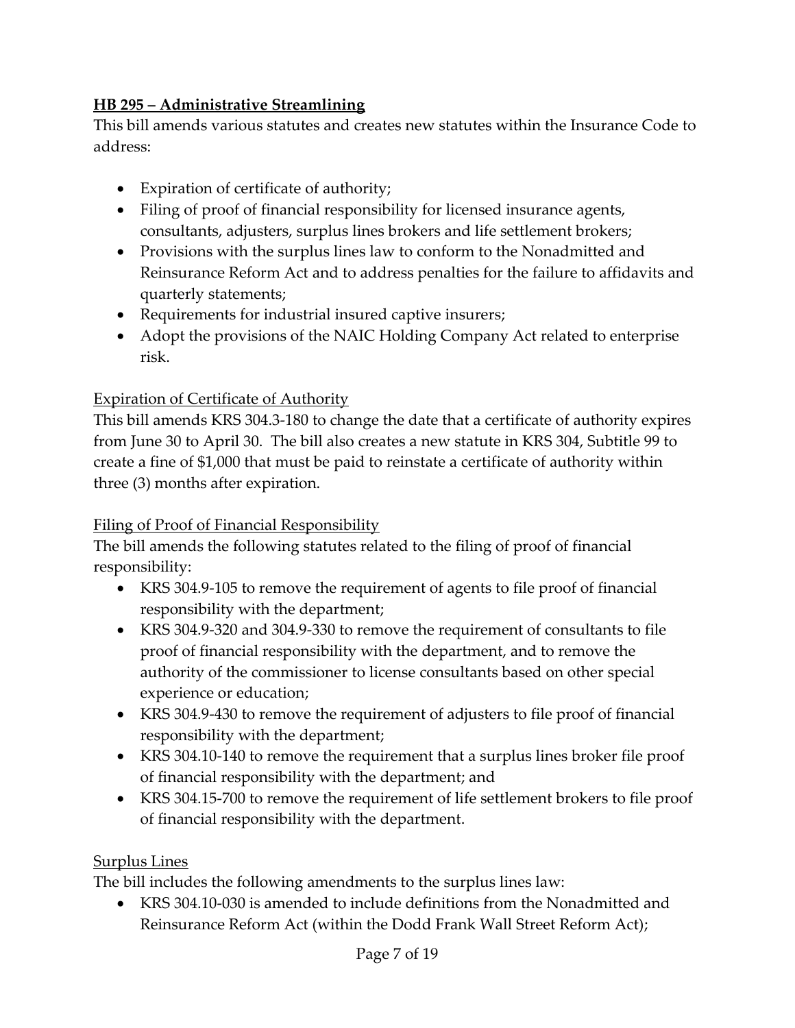## HB 295 – Administrative Streamlining

This bill amends various statutes and creates new statutes within the Insurance Code to address:

- Expiration of certificate of authority;
- Filing of proof of financial responsibility for licensed insurance agents, consultants, adjusters, surplus lines brokers and life settlement brokers;
- Provisions with the surplus lines law to conform to the Nonadmitted and Reinsurance Reform Act and to address penalties for the failure to affidavits and quarterly statements;
- Requirements for industrial insured captive insurers;
- Adopt the provisions of the NAIC Holding Company Act related to enterprise risk.

### Expiration of Certificate of Authority

This bill amends KRS 304.3-180 to change the date that a certificate of authority expires from June 30 to April 30. The bill also creates a new statute in KRS 304, Subtitle 99 to create a fine of $1,000 that must be paid to reinstate a certificate of authority within three (3) months after expiration.

### Filing of Proof of Financial Responsibility

The bill amends the following statutes related to the filing of proof of financial responsibility:

- KRS 304.9-105 to remove the requirement of agents to file proof of financial responsibility with the department;
- KRS 304.9-320 and 304.9-330 to remove the requirement of consultants to file proof of financial responsibility with the department, and to remove the authority of the commissioner to license consultants based on other special experience or education;
- KRS 304.9-430 to remove the requirement of adjusters to file proof of financial responsibility with the department;
- KRS 304.10-140 to remove the requirement that a surplus lines broker file proof of financial responsibility with the department; and
- KRS 304.15-700 to remove the requirement of life settlement brokers to file proof of financial responsibility with the department.

### Surplus Lines

The bill includes the following amendments to the surplus lines law:

- KRS 304.10-030 is amended to include definitions from the Nonadmitted and Reinsurance Reform Act (within the Dodd Frank Wall Street Reform Act);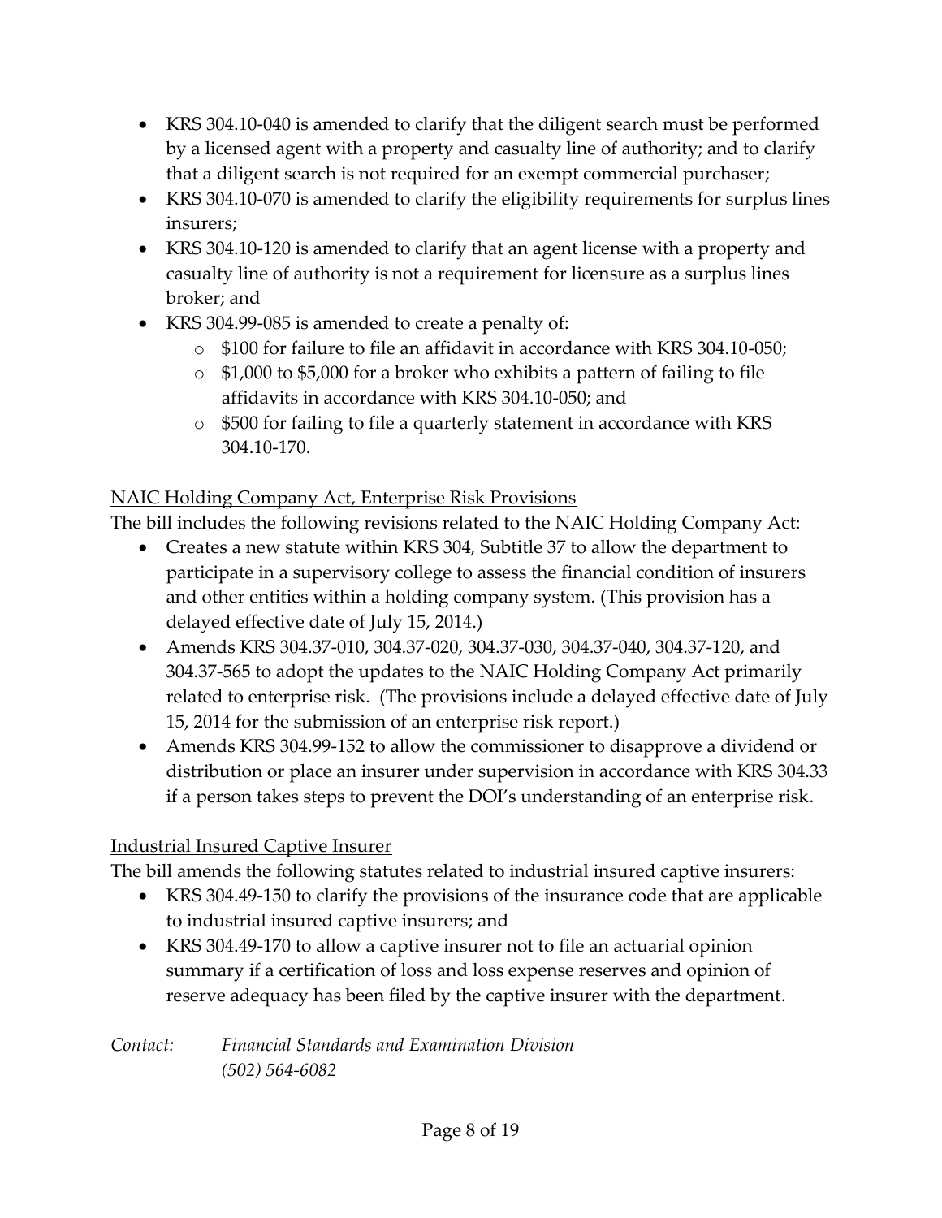- KRS 304.10-040 is amended to clarify that the diligent search must be performed by a licensed agent with a property and casualty line of authority; and to clarify that a diligent search is not required for an exempt commercial purchaser;
- KRS 304.10-070 is amended to clarify the eligibility requirements for surplus lines insurers;
- KRS 304.10-120 is amended to clarify that an agent license with a property and casualty line of authority is not a requirement for licensure as a surplus lines broker; and
- KRS 304.99-085 is amended to create a penalty of:
  - $100 for failure to file an affidavit in accordance with KRS 304.10-050;
  - $1,000 to $5,000 for a broker who exhibits a pattern of failing to file affidavits in accordance with KRS 304.10-050; and
  - $500 for failing to file a quarterly statement in accordance with KRS 304.10-170.

<u>NAIC Holding Company Act, Enterprise Risk Provisions</u>

The bill includes the following revisions related to the NAIC Holding Company Act:

- Creates a new statute within KRS 304, Subtitle 37 to allow the department to participate in a supervisory college to assess the financial condition of insurers and other entities within a holding company system. (This provision has a delayed effective date of July 15, 2014.)
- Amends KRS 304.37-010, 304.37-020, 304.37-030, 304.37-040, 304.37-120, and 304.37-565 to adopt the updates to the NAIC Holding Company Act primarily related to enterprise risk. (The provisions include a delayed effective date of July 15, 2014 for the submission of an enterprise risk report.)
- Amends KRS 304.99-152 to allow the commissioner to disapprove a dividend or distribution or place an insurer under supervision in accordance with KRS 304.33 if a person takes steps to prevent the DOI's understanding of an enterprise risk.

<u>Industrial Insured Captive Insurer</u>

The bill amends the following statutes related to industrial insured captive insurers:

- KRS 304.49-150 to clarify the provisions of the insurance code that are applicable to industrial insured captive insurers; and
- KRS 304.49-170 to allow a captive insurer not to file an actuarial opinion summary if a certification of loss and loss expense reserves and opinion of reserve adequacy has been filed by the captive insurer with the department.

*Contact: Financial Standards and Examination Division*
*(502) 564-6082*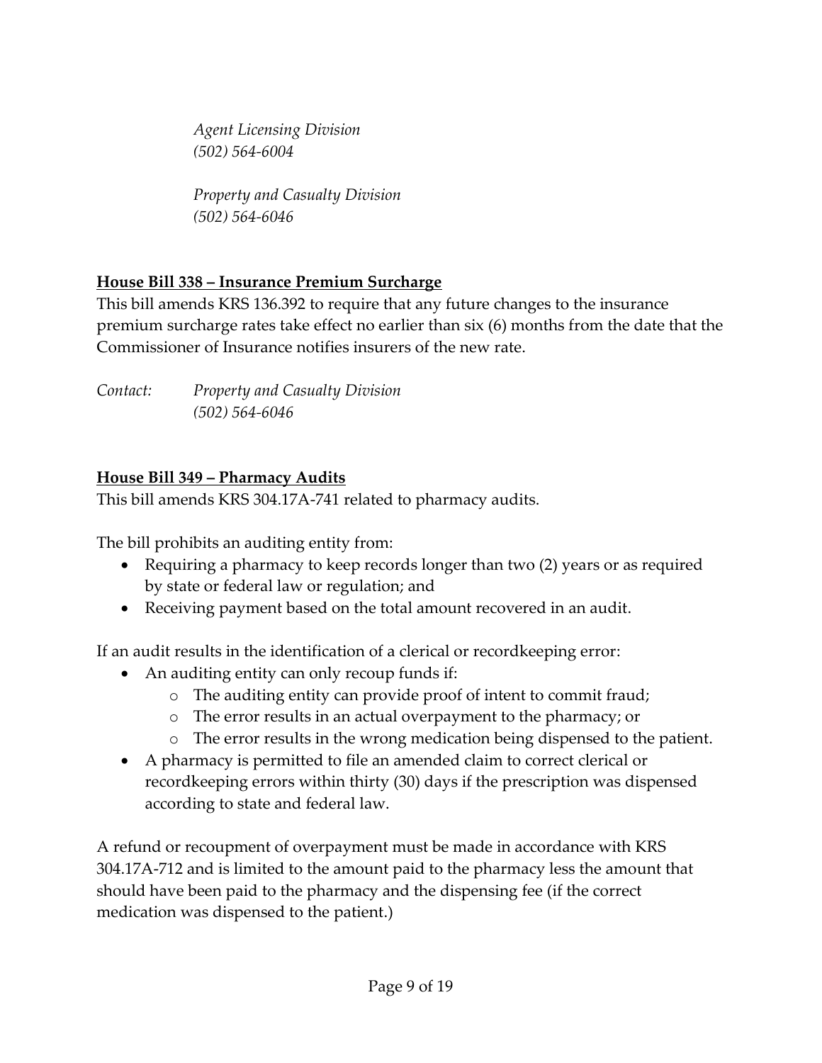*Agent Licensing Division*
*(502) 564-6004*

*Property and Casualty Division*
*(502) 564-6046*

## House Bill 338 – Insurance Premium Surcharge

This bill amends KRS 136.392 to require that any future changes to the insurance premium surcharge rates take effect no earlier than six (6) months from the date that the Commissioner of Insurance notifies insurers of the new rate.

*Contact:* *Property and Casualty Division*
*(502) 564-6046*

## House Bill 349 – Pharmacy Audits

This bill amends KRS 304.17A-741 related to pharmacy audits.

The bill prohibits an auditing entity from:

- Requiring a pharmacy to keep records longer than two (2) years or as required by state or federal law or regulation; and
- Receiving payment based on the total amount recovered in an audit.

If an audit results in the identification of a clerical or recordkeeping error:

- An auditing entity can only recoup funds if:
  - The auditing entity can provide proof of intent to commit fraud;
  - The error results in an actual overpayment to the pharmacy; or
  - The error results in the wrong medication being dispensed to the patient.
- A pharmacy is permitted to file an amended claim to correct clerical or recordkeeping errors within thirty (30) days if the prescription was dispensed according to state and federal law.

A refund or recoupment of overpayment must be made in accordance with KRS 304.17A-712 and is limited to the amount paid to the pharmacy less the amount that should have been paid to the pharmacy and the dispensing fee (if the correct medication was dispensed to the patient.)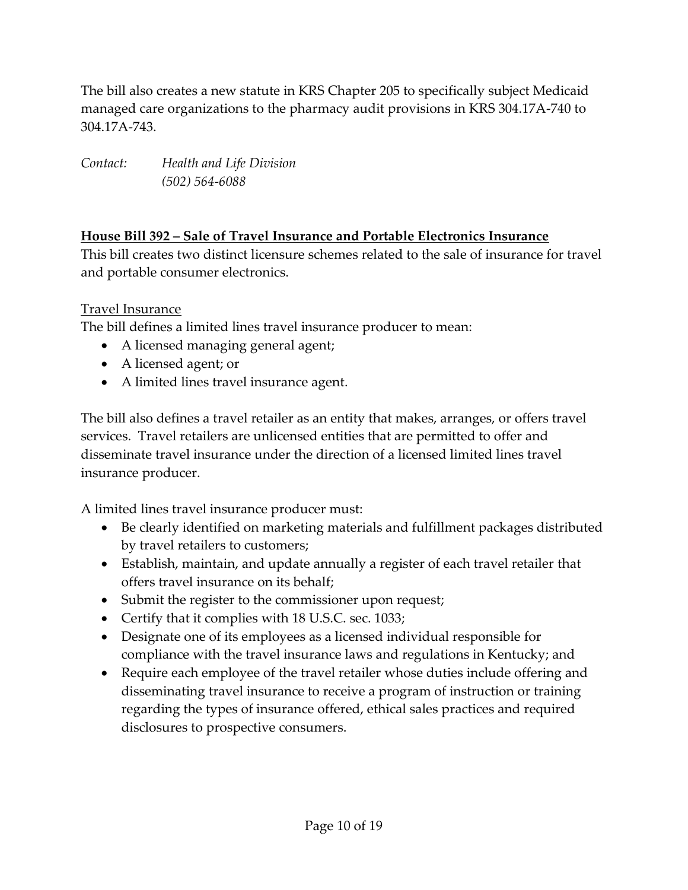The bill also creates a new statute in KRS Chapter 205 to specifically subject Medicaid managed care organizations to the pharmacy audit provisions in KRS 304.17A-740 to 304.17A-743.

*Contact:* *Health and Life Division*
*(502) 564-6088*

**House Bill 392 – Sale of Travel Insurance and Portable Electronics Insurance**

This bill creates two distinct licensure schemes related to the sale of insurance for travel and portable consumer electronics.

Travel Insurance

The bill defines a limited lines travel insurance producer to mean:

- A licensed managing general agent;
- A licensed agent; or
- A limited lines travel insurance agent.

The bill also defines a travel retailer as an entity that makes, arranges, or offers travel services. Travel retailers are unlicensed entities that are permitted to offer and disseminate travel insurance under the direction of a licensed limited lines travel insurance producer.

A limited lines travel insurance producer must:

- Be clearly identified on marketing materials and fulfillment packages distributed by travel retailers to customers;
- Establish, maintain, and update annually a register of each travel retailer that offers travel insurance on its behalf;
- Submit the register to the commissioner upon request;
- Certify that it complies with 18 U.S.C. sec. 1033;
- Designate one of its employees as a licensed individual responsible for compliance with the travel insurance laws and regulations in Kentucky; and
- Require each employee of the travel retailer whose duties include offering and disseminating travel insurance to receive a program of instruction or training regarding the types of insurance offered, ethical sales practices and required disclosures to prospective consumers.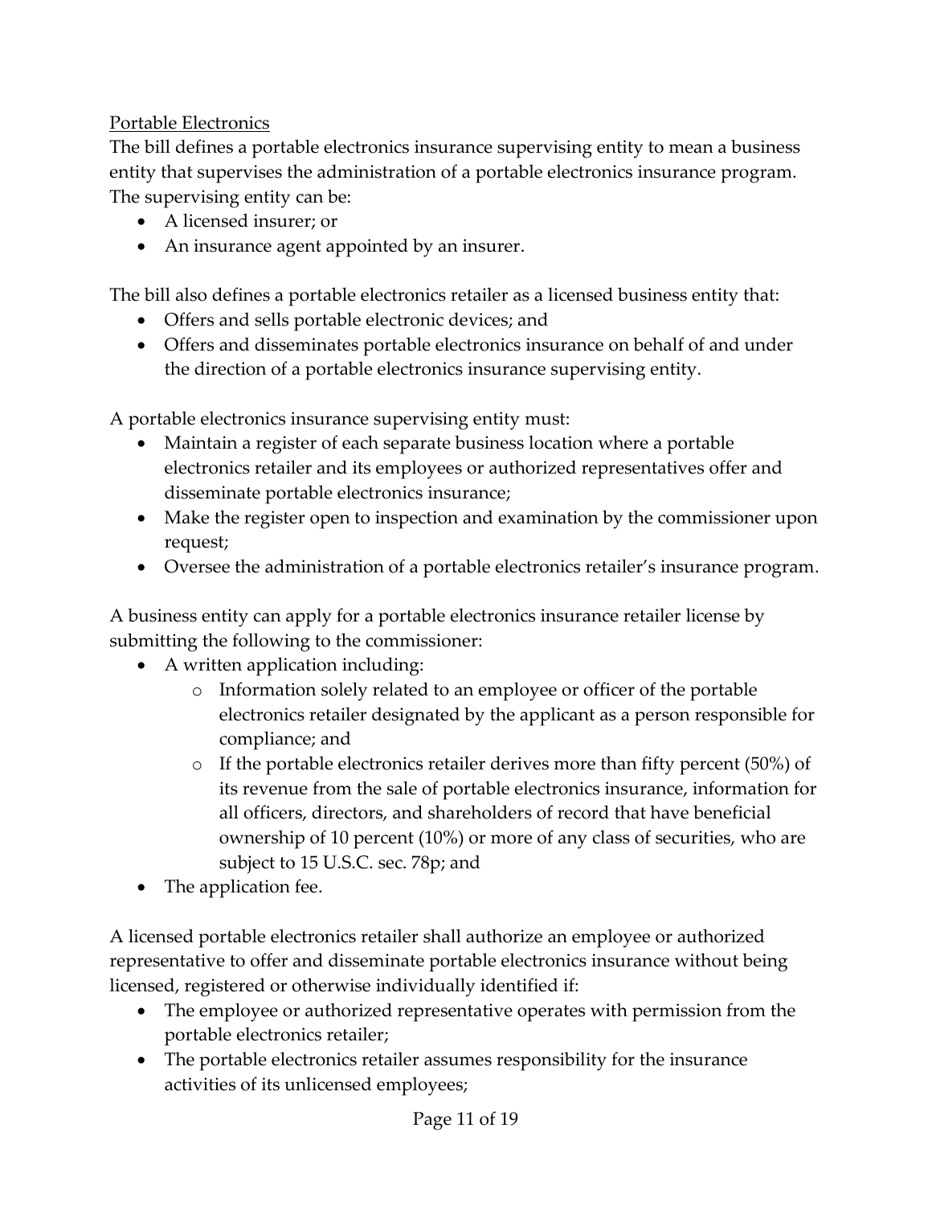<u>Portable Electronics</u>

The bill defines a portable electronics insurance supervising entity to mean a business entity that supervises the administration of a portable electronics insurance program. The supervising entity can be:

- A licensed insurer; or
- An insurance agent appointed by an insurer.

The bill also defines a portable electronics retailer as a licensed business entity that:

- Offers and sells portable electronic devices; and
- Offers and disseminates portable electronics insurance on behalf of and under the direction of a portable electronics insurance supervising entity.

A portable electronics insurance supervising entity must:

- Maintain a register of each separate business location where a portable electronics retailer and its employees or authorized representatives offer and disseminate portable electronics insurance;
- Make the register open to inspection and examination by the commissioner upon request;
- Oversee the administration of a portable electronics retailer's insurance program.

A business entity can apply for a portable electronics insurance retailer license by submitting the following to the commissioner:

- A written application including:
  - Information solely related to an employee or officer of the portable electronics retailer designated by the applicant as a person responsible for compliance; and
  - If the portable electronics retailer derives more than fifty percent (50%) of its revenue from the sale of portable electronics insurance, information for all officers, directors, and shareholders of record that have beneficial ownership of 10 percent (10%) or more of any class of securities, who are subject to 15 U.S.C. sec. 78p; and
- The application fee.

A licensed portable electronics retailer shall authorize an employee or authorized representative to offer and disseminate portable electronics insurance without being licensed, registered or otherwise individually identified if:

- The employee or authorized representative operates with permission from the portable electronics retailer;
- The portable electronics retailer assumes responsibility for the insurance activities of its unlicensed employees;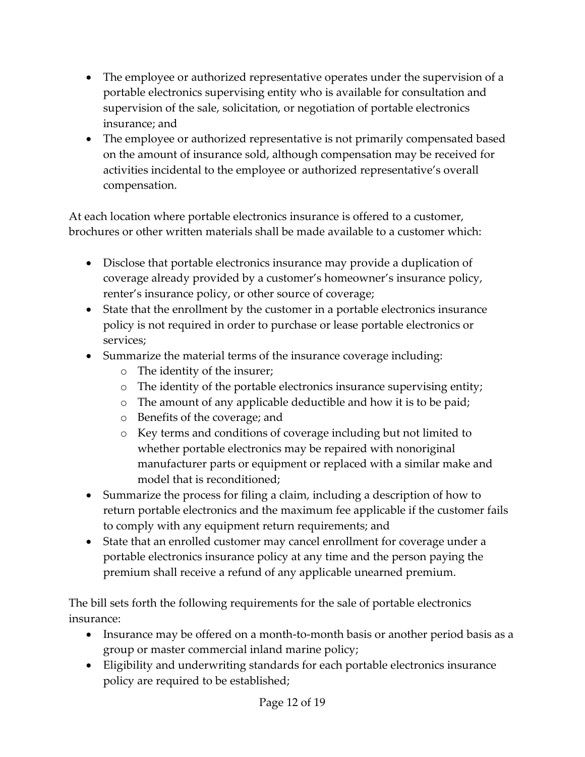- The employee or authorized representative operates under the supervision of a portable electronics supervising entity who is available for consultation and supervision of the sale, solicitation, or negotiation of portable electronics insurance; and
- The employee or authorized representative is not primarily compensated based on the amount of insurance sold, although compensation may be received for activities incidental to the employee or authorized representative's overall compensation.

At each location where portable electronics insurance is offered to a customer, brochures or other written materials shall be made available to a customer which:

- Disclose that portable electronics insurance may provide a duplication of coverage already provided by a customer's homeowner's insurance policy, renter's insurance policy, or other source of coverage;
- State that the enrollment by the customer in a portable electronics insurance policy is not required in order to purchase or lease portable electronics or services;
- Summarize the material terms of the insurance coverage including:
  - The identity of the insurer;
  - The identity of the portable electronics insurance supervising entity;
  - The amount of any applicable deductible and how it is to be paid;
  - Benefits of the coverage; and
  - Key terms and conditions of coverage including but not limited to whether portable electronics may be repaired with nonoriginal manufacturer parts or equipment or replaced with a similar make and model that is reconditioned;
- Summarize the process for filing a claim, including a description of how to return portable electronics and the maximum fee applicable if the customer fails to comply with any equipment return requirements; and
- State that an enrolled customer may cancel enrollment for coverage under a portable electronics insurance policy at any time and the person paying the premium shall receive a refund of any applicable unearned premium.

The bill sets forth the following requirements for the sale of portable electronics insurance:

- Insurance may be offered on a month-to-month basis or another period basis as a group or master commercial inland marine policy;
- Eligibility and underwriting standards for each portable electronics insurance policy are required to be established;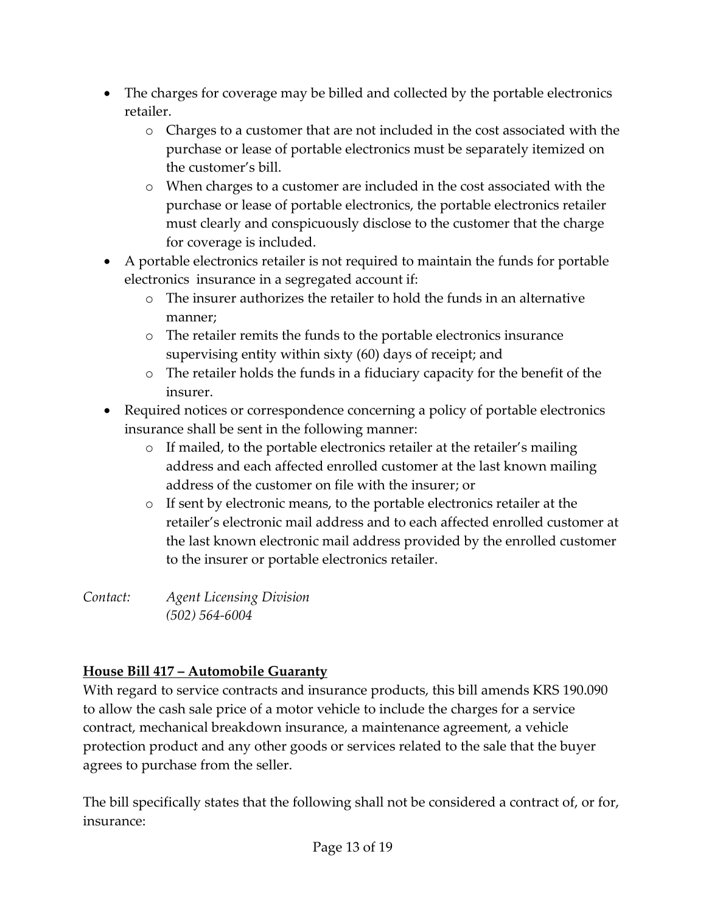- The charges for coverage may be billed and collected by the portable electronics retailer.
  - Charges to a customer that are not included in the cost associated with the purchase or lease of portable electronics must be separately itemized on the customer's bill.
  - When charges to a customer are included in the cost associated with the purchase or lease of portable electronics, the portable electronics retailer must clearly and conspicuously disclose to the customer that the charge for coverage is included.
- A portable electronics retailer is not required to maintain the funds for portable electronics insurance in a segregated account if:
  - The insurer authorizes the retailer to hold the funds in an alternative manner;
  - The retailer remits the funds to the portable electronics insurance supervising entity within sixty (60) days of receipt; and
  - The retailer holds the funds in a fiduciary capacity for the benefit of the insurer.
- Required notices or correspondence concerning a policy of portable electronics insurance shall be sent in the following manner:
  - If mailed, to the portable electronics retailer at the retailer's mailing address and each affected enrolled customer at the last known mailing address of the customer on file with the insurer; or
  - If sent by electronic means, to the portable electronics retailer at the retailer's electronic mail address and to each affected enrolled customer at the last known electronic mail address provided by the enrolled customer to the insurer or portable electronics retailer.

*Contact:* *Agent Licensing Division*
*(502) 564-6004*

**House Bill 417 – Automobile Guaranty**

With regard to service contracts and insurance products, this bill amends KRS 190.090 to allow the cash sale price of a motor vehicle to include the charges for a service contract, mechanical breakdown insurance, a maintenance agreement, a vehicle protection product and any other goods or services related to the sale that the buyer agrees to purchase from the seller.

The bill specifically states that the following shall not be considered a contract of, or for, insurance: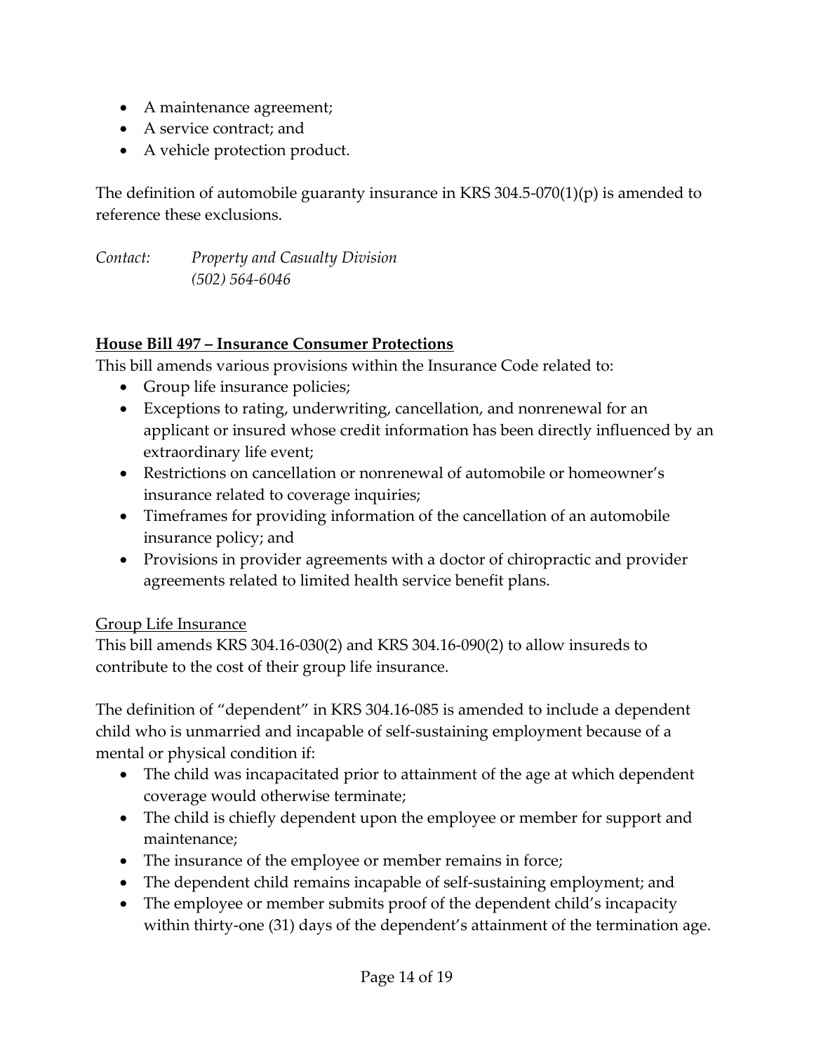- A maintenance agreement;
- A service contract; and
- A vehicle protection product.

The definition of automobile guaranty insurance in KRS 304.5-070(1)(p) is amended to reference these exclusions.

*Contact:* *Property and Casualty Division*
*(502) 564-6046*

**House Bill 497 – Insurance Consumer Protections**

This bill amends various provisions within the Insurance Code related to:

- Group life insurance policies;
- Exceptions to rating, underwriting, cancellation, and nonrenewal for an applicant or insured whose credit information has been directly influenced by an extraordinary life event;
- Restrictions on cancellation or nonrenewal of automobile or homeowner's insurance related to coverage inquiries;
- Timeframes for providing information of the cancellation of an automobile insurance policy; and
- Provisions in provider agreements with a doctor of chiropractic and provider agreements related to limited health service benefit plans.

Group Life Insurance

This bill amends KRS 304.16-030(2) and KRS 304.16-090(2) to allow insureds to contribute to the cost of their group life insurance.

The definition of "dependent" in KRS 304.16-085 is amended to include a dependent child who is unmarried and incapable of self-sustaining employment because of a mental or physical condition if:

- The child was incapacitated prior to attainment of the age at which dependent coverage would otherwise terminate;
- The child is chiefly dependent upon the employee or member for support and maintenance;
- The insurance of the employee or member remains in force;
- The dependent child remains incapable of self-sustaining employment; and
- The employee or member submits proof of the dependent child's incapacity within thirty-one (31) days of the dependent's attainment of the termination age.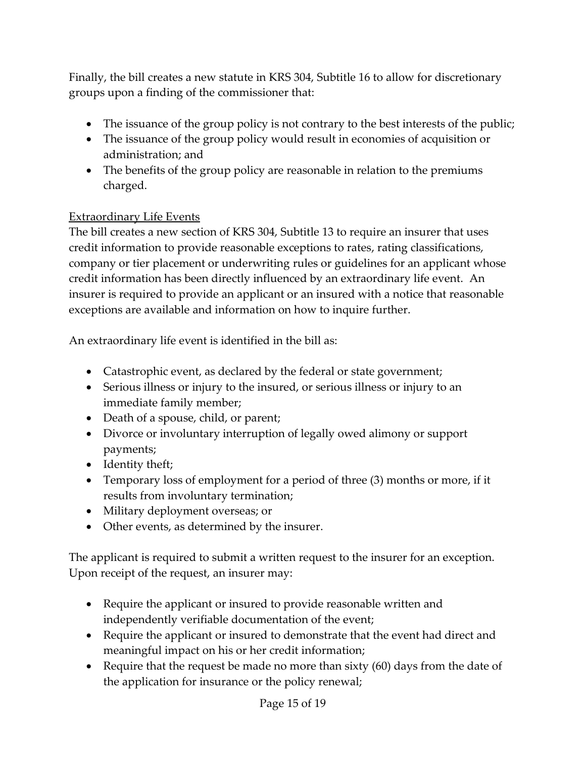Finally, the bill creates a new statute in KRS 304, Subtitle 16 to allow for discretionary groups upon a finding of the commissioner that:

- The issuance of the group policy is not contrary to the best interests of the public;
- The issuance of the group policy would result in economies of acquisition or administration; and
- The benefits of the group policy are reasonable in relation to the premiums charged.

<u>Extraordinary Life Events</u>

The bill creates a new section of KRS 304, Subtitle 13 to require an insurer that uses credit information to provide reasonable exceptions to rates, rating classifications, company or tier placement or underwriting rules or guidelines for an applicant whose credit information has been directly influenced by an extraordinary life event. An insurer is required to provide an applicant or an insured with a notice that reasonable exceptions are available and information on how to inquire further.

An extraordinary life event is identified in the bill as:

- Catastrophic event, as declared by the federal or state government;
- Serious illness or injury to the insured, or serious illness or injury to an immediate family member;
- Death of a spouse, child, or parent;
- Divorce or involuntary interruption of legally owed alimony or support payments;
- Identity theft;
- Temporary loss of employment for a period of three (3) months or more, if it results from involuntary termination;
- Military deployment overseas; or
- Other events, as determined by the insurer.

The applicant is required to submit a written request to the insurer for an exception. Upon receipt of the request, an insurer may:

- Require the applicant or insured to provide reasonable written and independently verifiable documentation of the event;
- Require the applicant or insured to demonstrate that the event had direct and meaningful impact on his or her credit information;
- Require that the request be made no more than sixty (60) days from the date of the application for insurance or the policy renewal;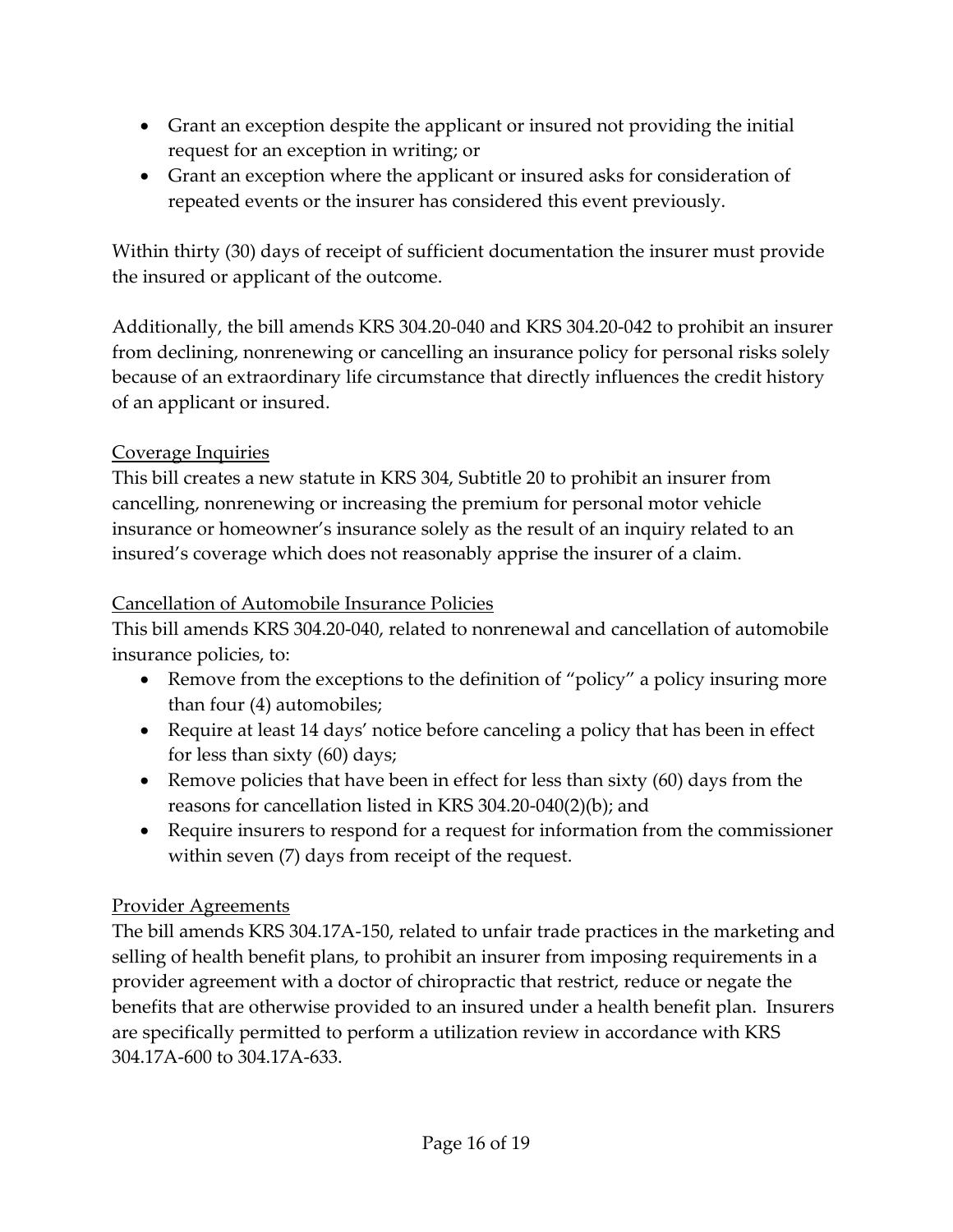- Grant an exception despite the applicant or insured not providing the initial request for an exception in writing; or
- Grant an exception where the applicant or insured asks for consideration of repeated events or the insurer has considered this event previously.

Within thirty (30) days of receipt of sufficient documentation the insurer must provide the insured or applicant of the outcome.

Additionally, the bill amends KRS 304.20-040 and KRS 304.20-042 to prohibit an insurer from declining, nonrenewing or cancelling an insurance policy for personal risks solely because of an extraordinary life circumstance that directly influences the credit history of an applicant or insured.

<u>Coverage Inquiries</u>

This bill creates a new statute in KRS 304, Subtitle 20 to prohibit an insurer from cancelling, nonrenewing or increasing the premium for personal motor vehicle insurance or homeowner's insurance solely as the result of an inquiry related to an insured's coverage which does not reasonably apprise the insurer of a claim.

<u>Cancellation of Automobile Insurance Policies</u>

This bill amends KRS 304.20-040, related to nonrenewal and cancellation of automobile insurance policies, to:

- Remove from the exceptions to the definition of "policy" a policy insuring more than four (4) automobiles;
- Require at least 14 days' notice before canceling a policy that has been in effect for less than sixty (60) days;
- Remove policies that have been in effect for less than sixty (60) days from the reasons for cancellation listed in KRS 304.20-040(2)(b); and
- Require insurers to respond for a request for information from the commissioner within seven (7) days from receipt of the request.

<u>Provider Agreements</u>

The bill amends KRS 304.17A-150, related to unfair trade practices in the marketing and selling of health benefit plans, to prohibit an insurer from imposing requirements in a provider agreement with a doctor of chiropractic that restrict, reduce or negate the benefits that are otherwise provided to an insured under a health benefit plan. Insurers are specifically permitted to perform a utilization review in accordance with KRS 304.17A-600 to 304.17A-633.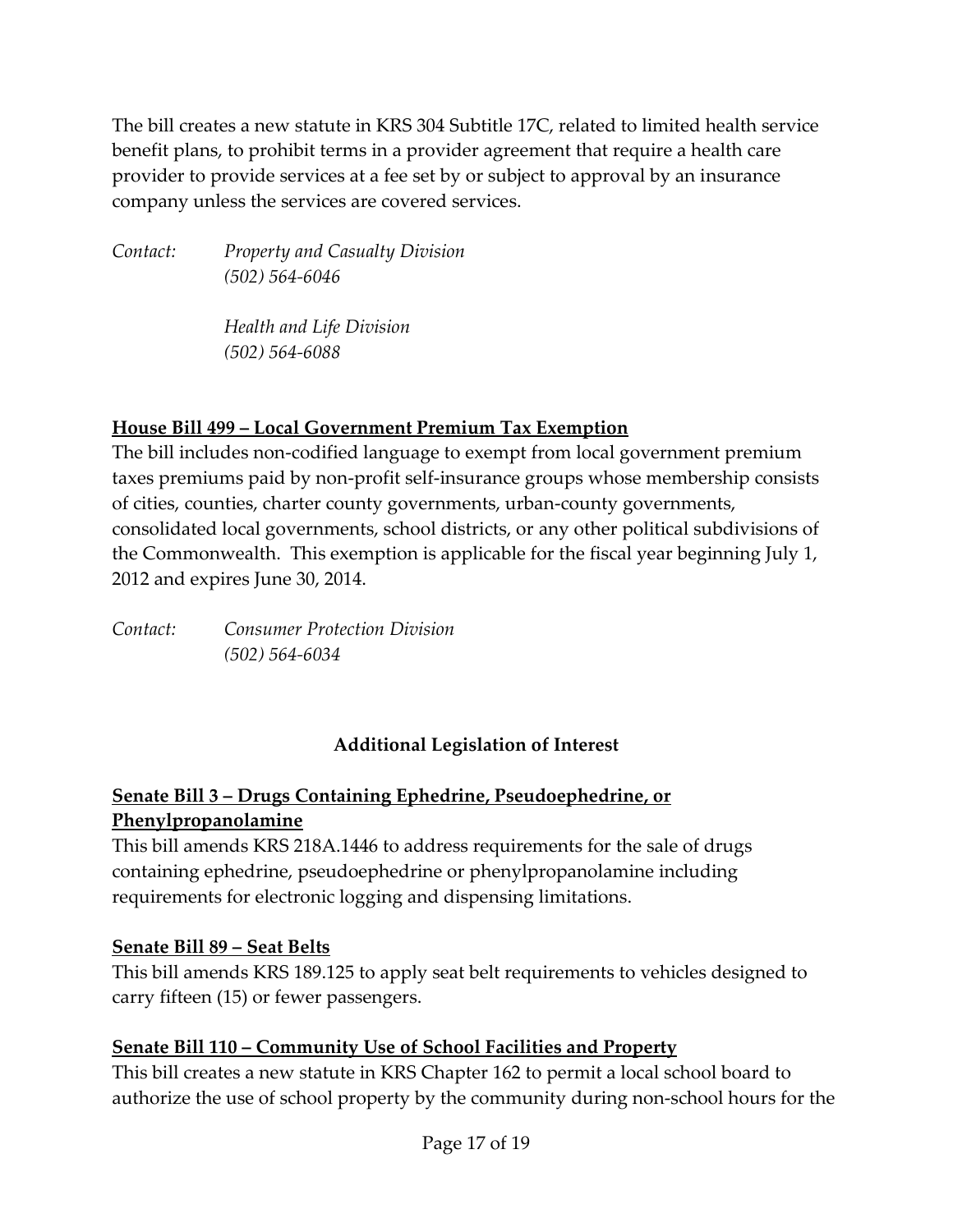The bill creates a new statute in KRS 304 Subtitle 17C, related to limited health service benefit plans, to prohibit terms in a provider agreement that require a health care provider to provide services at a fee set by or subject to approval by an insurance company unless the services are covered services.

*Contact:* *Property and Casualty Division*
*(502) 564-6046*

*Health and Life Division*
*(502) 564-6088*

**House Bill 499 – Local Government Premium Tax Exemption**

The bill includes non-codified language to exempt from local government premium taxes premiums paid by non-profit self-insurance groups whose membership consists of cities, counties, charter county governments, urban-county governments, consolidated local governments, school districts, or any other political subdivisions of the Commonwealth. This exemption is applicable for the fiscal year beginning July 1, 2012 and expires June 30, 2014.

*Contact:* *Consumer Protection Division*
*(502) 564-6034*

## Additional Legislation of Interest

**Senate Bill 3 – Drugs Containing Ephedrine, Pseudoephedrine, or Phenylpropanolamine**

This bill amends KRS 218A.1446 to address requirements for the sale of drugs containing ephedrine, pseudoephedrine or phenylpropanolamine including requirements for electronic logging and dispensing limitations.

**Senate Bill 89 – Seat Belts**

This bill amends KRS 189.125 to apply seat belt requirements to vehicles designed to carry fifteen (15) or fewer passengers.

**Senate Bill 110 – Community Use of School Facilities and Property**

This bill creates a new statute in KRS Chapter 162 to permit a local school board to authorize the use of school property by the community during non-school hours for the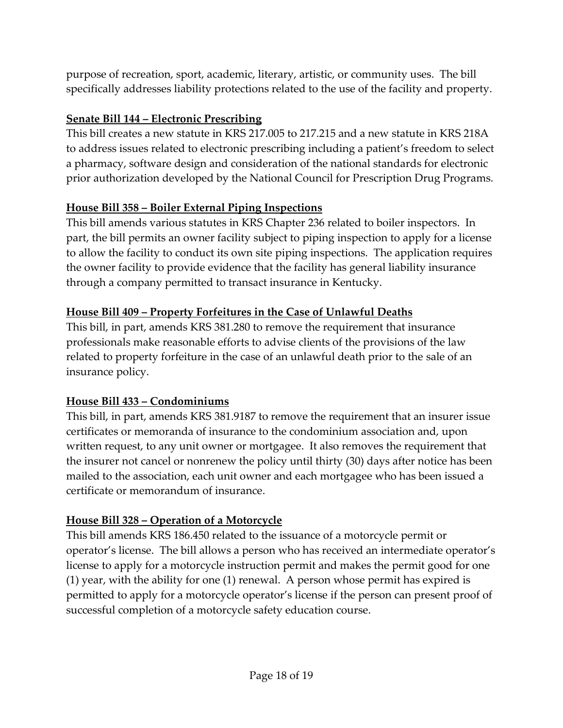purpose of recreation, sport, academic, literary, artistic, or community uses. The bill specifically addresses liability protections related to the use of the facility and property.

**Senate Bill 144 – Electronic Prescribing**

This bill creates a new statute in KRS 217.005 to 217.215 and a new statute in KRS 218A to address issues related to electronic prescribing including a patient's freedom to select a pharmacy, software design and consideration of the national standards for electronic prior authorization developed by the National Council for Prescription Drug Programs.

**House Bill 358 – Boiler External Piping Inspections**

This bill amends various statutes in KRS Chapter 236 related to boiler inspectors. In part, the bill permits an owner facility subject to piping inspection to apply for a license to allow the facility to conduct its own site piping inspections. The application requires the owner facility to provide evidence that the facility has general liability insurance through a company permitted to transact insurance in Kentucky.

**House Bill 409 – Property Forfeitures in the Case of Unlawful Deaths**

This bill, in part, amends KRS 381.280 to remove the requirement that insurance professionals make reasonable efforts to advise clients of the provisions of the law related to property forfeiture in the case of an unlawful death prior to the sale of an insurance policy.

**House Bill 433 – Condominiums**

This bill, in part, amends KRS 381.9187 to remove the requirement that an insurer issue certificates or memoranda of insurance to the condominium association and, upon written request, to any unit owner or mortgagee. It also removes the requirement that the insurer not cancel or nonrenew the policy until thirty (30) days after notice has been mailed to the association, each unit owner and each mortgagee who has been issued a certificate or memorandum of insurance.

**House Bill 328 – Operation of a Motorcycle**

This bill amends KRS 186.450 related to the issuance of a motorcycle permit or operator's license. The bill allows a person who has received an intermediate operator's license to apply for a motorcycle instruction permit and makes the permit good for one (1) year, with the ability for one (1) renewal. A person whose permit has expired is permitted to apply for a motorcycle operator's license if the person can present proof of successful completion of a motorcycle safety education course.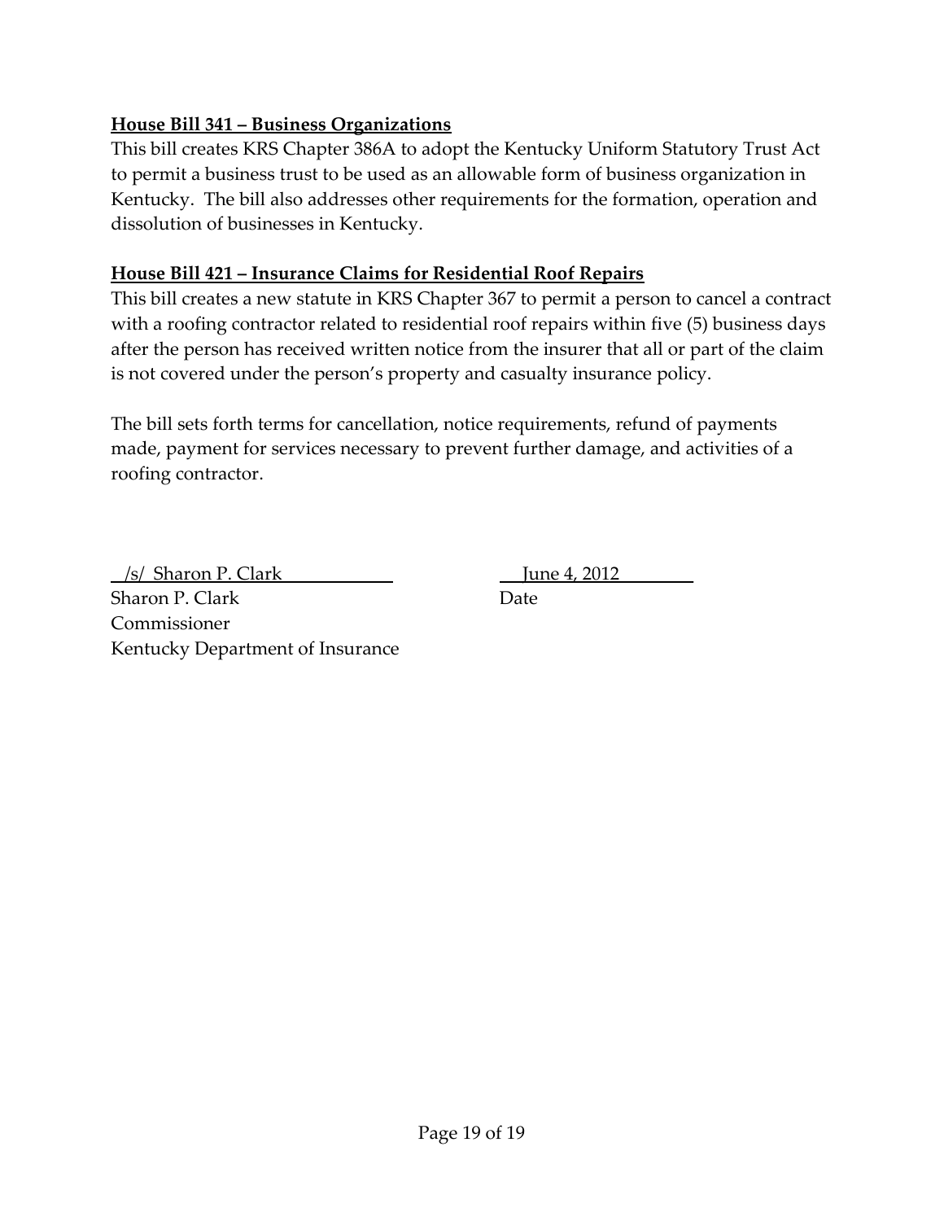**House Bill 341 – Business Organizations**

This bill creates KRS Chapter 386A to adopt the Kentucky Uniform Statutory Trust Act to permit a business trust to be used as an allowable form of business organization in Kentucky. The bill also addresses other requirements for the formation, operation and dissolution of businesses in Kentucky.

**House Bill 421 – Insurance Claims for Residential Roof Repairs**

This bill creates a new statute in KRS Chapter 367 to permit a person to cancel a contract with a roofing contractor related to residential roof repairs within five (5) business days after the person has received written notice from the insurer that all or part of the claim is not covered under the person's property and casualty insurance policy.

The bill sets forth terms for cancellation, notice requirements, refund of payments made, payment for services necessary to prevent further damage, and activities of a roofing contractor.

/s/ Sharon P. Clark
Sharon P. Clark
Commissioner
Kentucky Department of Insurance

June 4, 2012
Date